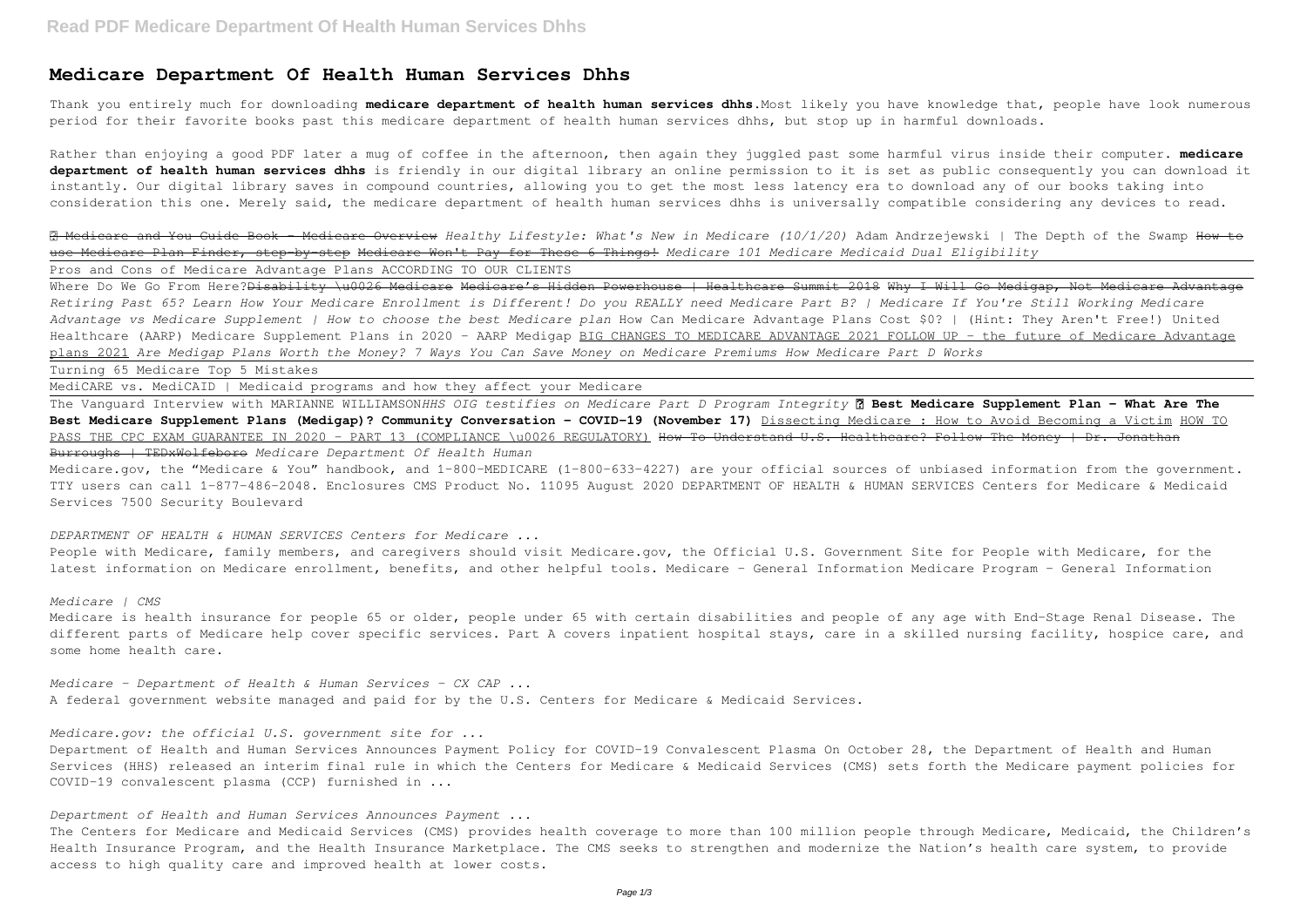# Medicare Department Of Health Human Services Dhhs

Thank you entirely much for downloading **medicare department of health human services dhhs**.Most likely you have knowledge that, people have look numerous period for their favorite books past this medicare department of health human services dhhs, but stop up in harmful downloads.

Rather than enjoying a good PDF later a mug of coffee in the afternoon, then again they juggled past some harmful virus inside their computer. **medicare department of health human services dhhs** is friendly in our digital library an online permission to it is set as public consequently you can download it instantly. Our digital library saves in compound countries, allowing you to get the most less latency era to download any of our books taking into consideration this one. Merely said, the medicare department of health human services dhhs is universally compatible considering any devices to read.

~~✅ Medicare and You Guide Book - Medicare Overview~~ *Healthy Lifestyle: What's New in Medicare (10/1/20)* Adam Andrzejewski | The Depth of the Swamp ~~How to use Medicare Plan Finder, step-by-step~~ ~~Medicare Won't Pay for These 6 Things!~~ *Medicare 101 Medicare Medicaid Dual Eligibility*

Pros and Cons of Medicare Advantage Plans ACCORDING TO OUR CLIENTS

Where Do We Go From Here?~~Disability \u0026 Medicare~~ ~~Medicare's Hidden Powerhouse | Healthcare Summit 2018~~ ~~Why I Will Go Medigap, Not Medicare Advantage~~ *Retiring Past 65? Learn How Your Medicare Enrollment is Different! Do you REALLY need Medicare Part B? | Medicare If You're Still Working Medicare Advantage vs Medicare Supplement | How to choose the best Medicare plan* How Can Medicare Advantage Plans Cost $0? | (Hint: They Aren't Free!) United Healthcare (AARP) Medicare Supplement Plans in 2020 - AARP Medigap BIG CHANGES TO MEDICARE ADVANTAGE 2021 FOLLOW UP - the future of Medicare Advantage plans 2021 *Are Medigap Plans Worth the Money? 7 Ways You Can Save Money on Medicare Premiums How Medicare Part D Works*

Turning 65 Medicare Top 5 Mistakes

MediCARE vs. MediCAID | Medicaid programs and how they affect your Medicare

The Vanguard Interview with MARIANNE WILLIAMSON*HHS OIG testifies on Medicare Part D Program Integrity* **✅ Best Medicare Supplement Plan - What Are The Best Medicare Supplement Plans (Medigap)? Community Conversation - COVID-19 (November 17)** Dissecting Medicare : How to Avoid Becoming a Victim HOW TO PASS THE CPC EXAM GUARANTEE IN 2020 - PART 13 (COMPLIANCE \u0026 REGULATORY) ~~How To Understand U.S. Healthcare? Follow The Money | Dr. Jonathan Burroughs | TEDxWolfeboro~~ *Medicare Department Of Health Human*

Medicare.gov, the "Medicare & You" handbook, and 1-800-MEDICARE (1-800-633-4227) are your official sources of unbiased information from the government. TTY users can call 1-877-486-2048. Enclosures CMS Product No. 11095 August 2020 DEPARTMENT OF HEALTH & HUMAN SERVICES Centers for Medicare & Medicaid Services 7500 Security Boulevard

*DEPARTMENT OF HEALTH & HUMAN SERVICES Centers for Medicare ...*

People with Medicare, family members, and caregivers should visit Medicare.gov, the Official U.S. Government Site for People with Medicare, for the latest information on Medicare enrollment, benefits, and other helpful tools. Medicare - General Information Medicare Program - General Information

*Medicare | CMS*

Medicare is health insurance for people 65 or older, people under 65 with certain disabilities and people of any age with End-Stage Renal Disease. The different parts of Medicare help cover specific services. Part A covers inpatient hospital stays, care in a skilled nursing facility, hospice care, and some home health care.

*Medicare - Department of Health & Human Services - CX CAP ...*

A federal government website managed and paid for by the U.S. Centers for Medicare & Medicaid Services.

*Medicare.gov: the official U.S. government site for ...*

Department of Health and Human Services Announces Payment Policy for COVID-19 Convalescent Plasma On October 28, the Department of Health and Human Services (HHS) released an interim final rule in which the Centers for Medicare & Medicaid Services (CMS) sets forth the Medicare payment policies for COVID-19 convalescent plasma (CCP) furnished in ...

*Department of Health and Human Services Announces Payment ...*

The Centers for Medicare and Medicaid Services (CMS) provides health coverage to more than 100 million people through Medicare, Medicaid, the Children's Health Insurance Program, and the Health Insurance Marketplace. The CMS seeks to strengthen and modernize the Nation's health care system, to provide access to high quality care and improved health at lower costs.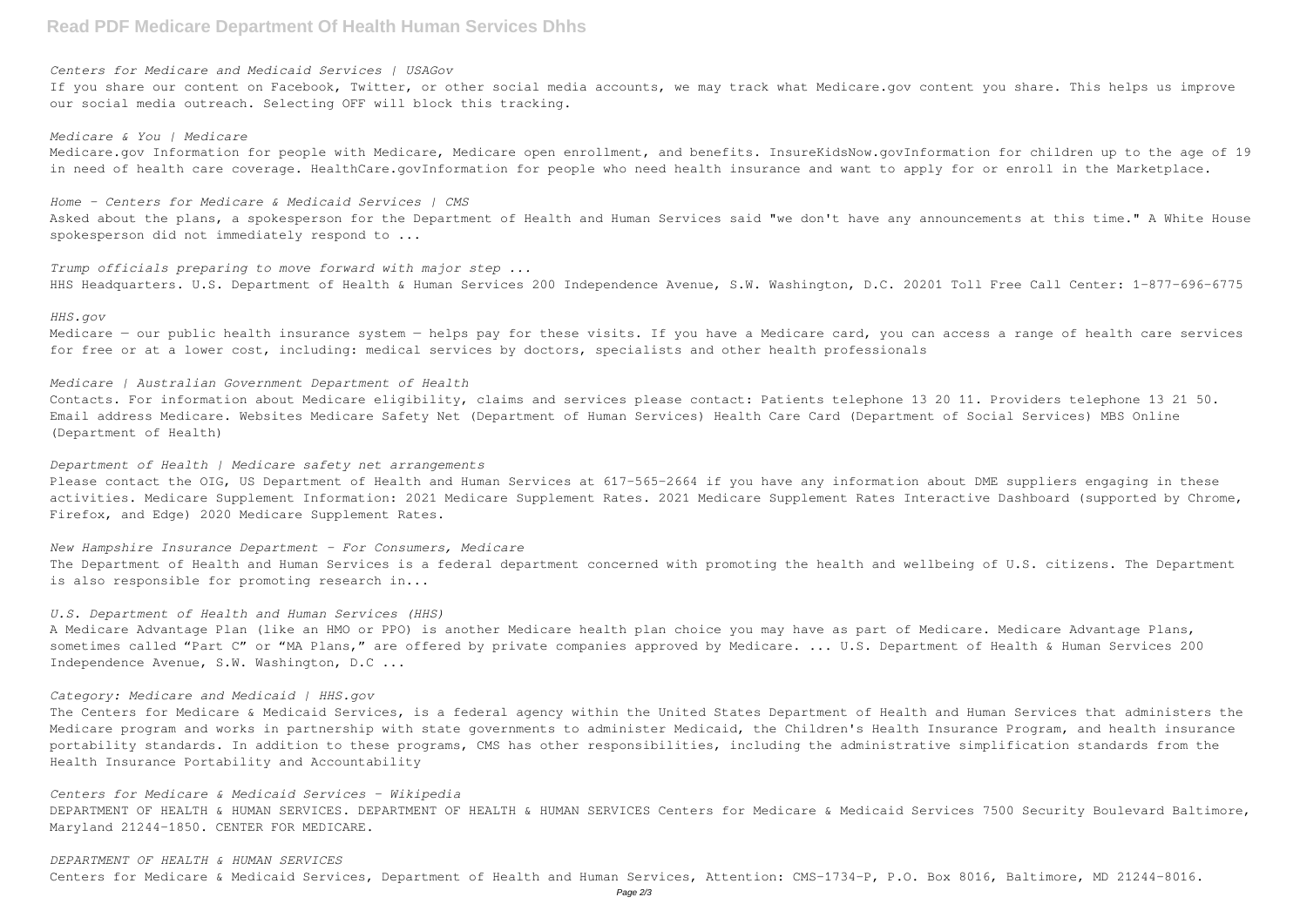*Centers for Medicare and Medicaid Services | USAGov*

If you share our content on Facebook, Twitter, or other social media accounts, we may track what Medicare.gov content you share. This helps us improve our social media outreach. Selecting OFF will block this tracking.

*Medicare & You | Medicare*

Medicare.gov Information for people with Medicare, Medicare open enrollment, and benefits. InsureKidsNow.govInformation for children up to the age of 19 in need of health care coverage. HealthCare.govInformation for people who need health insurance and want to apply for or enroll in the Marketplace.

*Home - Centers for Medicare & Medicaid Services | CMS*

Asked about the plans, a spokesperson for the Department of Health and Human Services said "we don't have any announcements at this time." A White House spokesperson did not immediately respond to ...

*Trump officials preparing to move forward with major step ...*

HHS Headquarters. U.S. Department of Health & Human Services 200 Independence Avenue, S.W. Washington, D.C. 20201 Toll Free Call Center: 1-877-696-6775

*HHS.gov*

Medicare — our public health insurance system — helps pay for these visits. If you have a Medicare card, you can access a range of health care services for free or at a lower cost, including: medical services by doctors, specialists and other health professionals

*Medicare | Australian Government Department of Health*

Contacts. For information about Medicare eligibility, claims and services please contact: Patients telephone 13 20 11. Providers telephone 13 21 50. Email address Medicare. Websites Medicare Safety Net (Department of Human Services) Health Care Card (Department of Social Services) MBS Online (Department of Health)

*Department of Health | Medicare safety net arrangements*

Please contact the OIG, US Department of Health and Human Services at 617-565-2664 if you have any information about DME suppliers engaging in these activities. Medicare Supplement Information: 2021 Medicare Supplement Rates. 2021 Medicare Supplement Rates Interactive Dashboard (supported by Chrome, Firefox, and Edge) 2020 Medicare Supplement Rates.

*New Hampshire Insurance Department - For Consumers, Medicare*

The Department of Health and Human Services is a federal department concerned with promoting the health and wellbeing of U.S. citizens. The Department is also responsible for promoting research in...

*U.S. Department of Health and Human Services (HHS)*

A Medicare Advantage Plan (like an HMO or PPO) is another Medicare health plan choice you may have as part of Medicare. Medicare Advantage Plans, sometimes called "Part C" or "MA Plans," are offered by private companies approved by Medicare. ... U.S. Department of Health & Human Services 200 Independence Avenue, S.W. Washington, D.C ...

*Category: Medicare and Medicaid | HHS.gov*

The Centers for Medicare & Medicaid Services, is a federal agency within the United States Department of Health and Human Services that administers the Medicare program and works in partnership with state governments to administer Medicaid, the Children's Health Insurance Program, and health insurance portability standards. In addition to these programs, CMS has other responsibilities, including the administrative simplification standards from the Health Insurance Portability and Accountability

*Centers for Medicare & Medicaid Services - Wikipedia*

DEPARTMENT OF HEALTH & HUMAN SERVICES. DEPARTMENT OF HEALTH & HUMAN SERVICES Centers for Medicare & Medicaid Services 7500 Security Boulevard Baltimore, Maryland 21244-1850. CENTER FOR MEDICARE.

*DEPARTMENT OF HEALTH & HUMAN SERVICES*

Centers for Medicare & Medicaid Services, Department of Health and Human Services, Attention: CMS-1734-P, P.O. Box 8016, Baltimore, MD 21244-8016.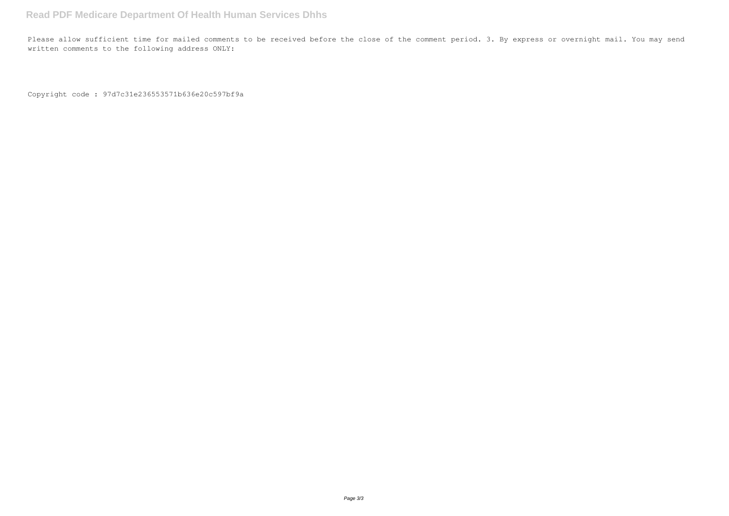Please allow sufficient time for mailed comments to be received before the close of the comment period. 3. By express or overnight mail. You may send written comments to the following address ONLY:

Copyright code : 97d7c31e236553571b636e20c597bf9a